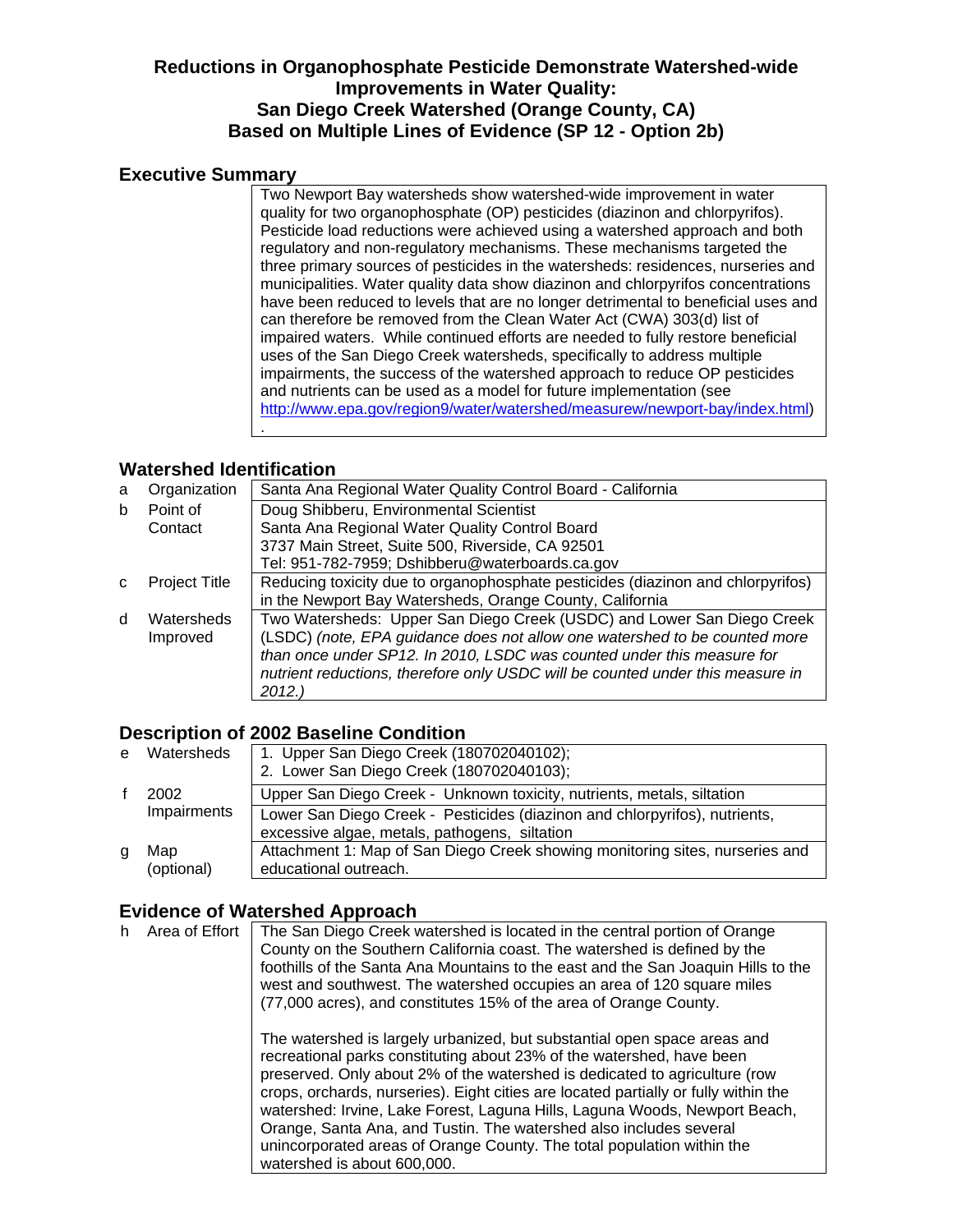# Reductions in Organophosphate Pesticide Demonstrate Watershed-wide Improvements in Water Quality: San Diego Creek Watershed (Orange County, CA) Based on Multiple Lines of Evidence (SP 12 - Option 2b)

## Executive Summary

Two Newport Bay watersheds show watershed-wide improvement in water quality for two organophosphate (OP) pesticides (diazinon and chlorpyrifos). Pesticide load reductions were achieved using a watershed approach and both regulatory and non-regulatory mechanisms. These mechanisms targeted the three primary sources of pesticides in the watersheds: residences, nurseries and municipalities. Water quality data show diazinon and chlorpyrifos concentrations have been reduced to levels that are no longer detrimental to beneficial uses and can therefore be removed from the Clean Water Act (CWA) 303(d) list of impaired waters. While continued efforts are needed to fully restore beneficial uses of the San Diego Creek watersheds, specifically to address multiple impairments, the success of the watershed approach to reduce OP pesticides and nutrients can be used as a model for future implementation (see http://www.epa.gov/region9/water/watershed/measurew/newport-bay/index.html).

## Watershed Identification

| | | |
|---|---|---|
| a | Organization | Santa Ana Regional Water Quality Control Board - California |
| b | Point of Contact | Doug Shibberu, Environmental Scientist<br>Santa Ana Regional Water Quality Control Board<br>3737 Main Street, Suite 500, Riverside, CA 92501<br>Tel: 951-782-7959; Dshibberu@waterboards.ca.gov |
| c | Project Title | Reducing toxicity due to organophosphate pesticides (diazinon and chlorpyrifos) in the Newport Bay Watersheds, Orange County, California |
| d | Watersheds Improved | Two Watersheds: Upper San Diego Creek (USDC) and Lower San Diego Creek (LSDC) *(note, EPA guidance does not allow one watershed to be counted more than once under SP12. In 2010, LSDC was counted under this measure for nutrient reductions, therefore only USDC will be counted under this measure in 2012.)* |

## Description of 2002 Baseline Condition

| | | |
|---|---|---|
| e | Watersheds | 1. Upper San Diego Creek (180702040102);<br>2. Lower San Diego Creek (180702040103); |
| f | 2002 Impairments | Upper San Diego Creek - Unknown toxicity, nutrients, metals, siltation |
| | | Lower San Diego Creek - Pesticides (diazinon and chlorpyrifos), nutrients, excessive algae, metals, pathogens, siltation |
| g | Map (optional) | Attachment 1: Map of San Diego Creek showing monitoring sites, nurseries and educational outreach. |

## Evidence of Watershed Approach

| | | |
|---|---|---|
| h | Area of Effort | The San Diego Creek watershed is located in the central portion of Orange County on the Southern California coast. The watershed is defined by the foothills of the Santa Ana Mountains to the east and the San Joaquin Hills to the west and southwest. The watershed occupies an area of 120 square miles (77,000 acres), and constitutes 15% of the area of Orange County.<br><br>The watershed is largely urbanized, but substantial open space areas and recreational parks constituting about 23% of the watershed, have been preserved. Only about 2% of the watershed is dedicated to agriculture (row crops, orchards, nurseries). Eight cities are located partially or fully within the watershed: Irvine, Lake Forest, Laguna Hills, Laguna Woods, Newport Beach, Orange, Santa Ana, and Tustin. The watershed also includes several unincorporated areas of Orange County. The total population within the watershed is about 600,000. |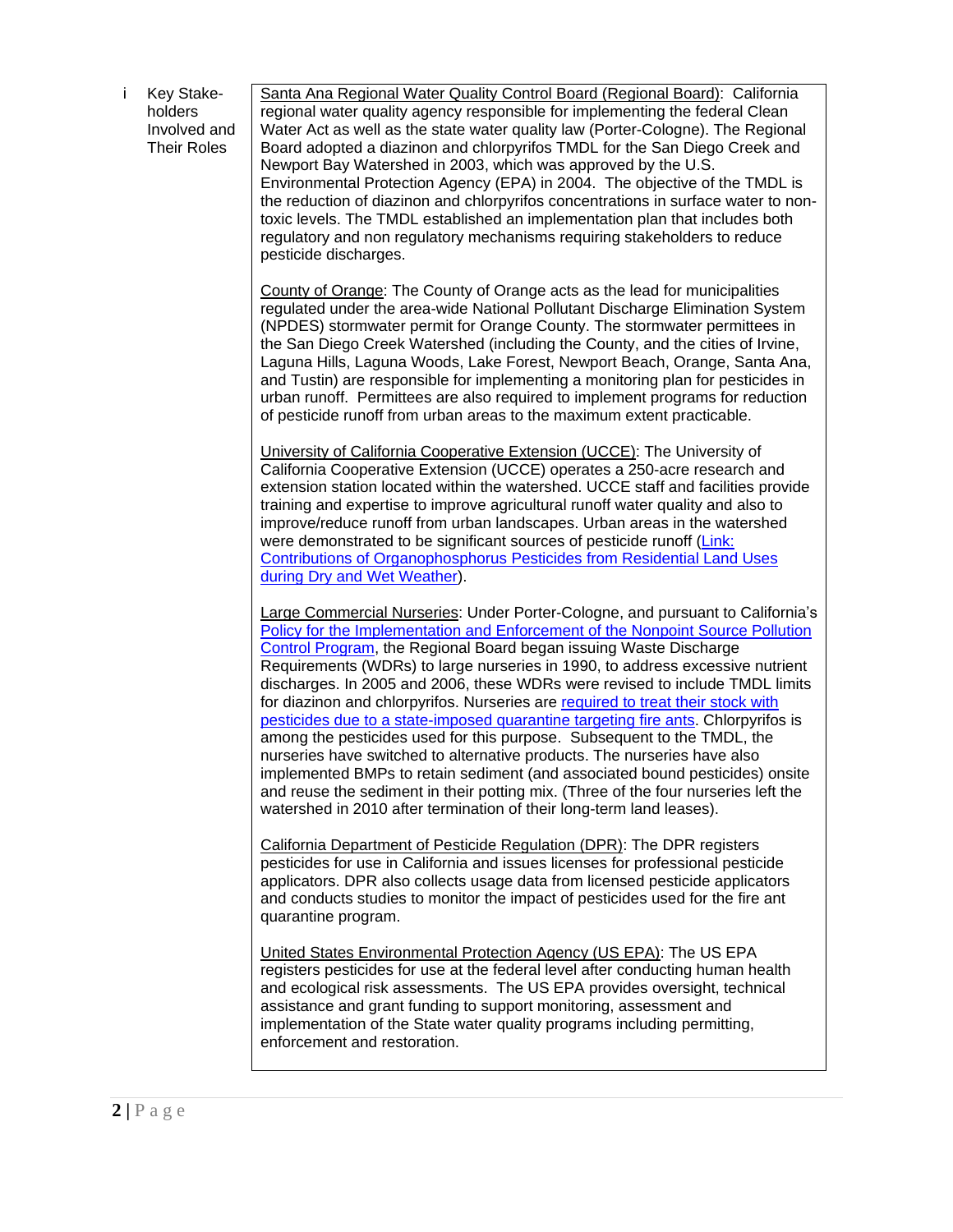| i | Key Stake-holders Involved and Their Roles | <u>Santa Ana Regional Water Quality Control Board (Regional Board)</u>: California regional water quality agency responsible for implementing the federal Clean Water Act as well as the state water quality law (Porter-Cologne). The Regional Board adopted a diazinon and chlorpyrifos TMDL for the San Diego Creek and Newport Bay Watershed in 2003, which was approved by the U.S. Environmental Protection Agency (EPA) in 2004. The objective of the TMDL is the reduction of diazinon and chlorpyrifos concentrations in surface water to non-toxic levels. The TMDL established an implementation plan that includes both regulatory and non regulatory mechanisms requiring stakeholders to reduce pesticide discharges.<br><br><u>County of Orange</u>: The County of Orange acts as the lead for municipalities regulated under the area-wide National Pollutant Discharge Elimination System (NPDES) stormwater permit for Orange County. The stormwater permittees in the San Diego Creek Watershed (including the County, and the cities of Irvine, Laguna Hills, Laguna Woods, Lake Forest, Newport Beach, Orange, Santa Ana, and Tustin) are responsible for implementing a monitoring plan for pesticides in urban runoff. Permittees are also required to implement programs for reduction of pesticide runoff from urban areas to the maximum extent practicable.<br><br><u>University of California Cooperative Extension (UCCE)</u>: The University of California Cooperative Extension (UCCE) operates a 250-acre research and extension station located within the watershed. UCCE staff and facilities provide training and expertise to improve agricultural runoff water quality and also to improve/reduce runoff from urban landscapes. Urban areas in the watershed were demonstrated to be significant sources of pesticide runoff (Link: Contributions of Organophosphorus Pesticides from Residential Land Uses during Dry and Wet Weather).<br><br><u>Large Commercial Nurseries</u>: Under Porter-Cologne, and pursuant to California's Policy for the Implementation and Enforcement of the Nonpoint Source Pollution Control Program, the Regional Board began issuing Waste Discharge Requirements (WDRs) to large nurseries in 1990, to address excessive nutrient discharges. In 2005 and 2006, these WDRs were revised to include TMDL limits for diazinon and chlorpyrifos. Nurseries are required to treat their stock with pesticides due to a state-imposed quarantine targeting fire ants. Chlorpyrifos is among the pesticides used for this purpose. Subsequent to the TMDL, the nurseries have switched to alternative products. The nurseries have also implemented BMPs to retain sediment (and associated bound pesticides) onsite and reuse the sediment in their potting mix. (Three of the four nurseries left the watershed in 2010 after termination of their long-term land leases).<br><br><u>California Department of Pesticide Regulation (DPR)</u>: The DPR registers pesticides for use in California and issues licenses for professional pesticide applicators. DPR also collects usage data from licensed pesticide applicators and conducts studies to monitor the impact of pesticides used for the fire ant quarantine program.<br><br><u>United States Environmental Protection Agency (US EPA)</u>: The US EPA registers pesticides for use at the federal level after conducting human health and ecological risk assessments. The US EPA provides oversight, technical assistance and grant funding to support monitoring, assessment and implementation of the State water quality programs including permitting, enforcement and restoration. |
|---|---|---|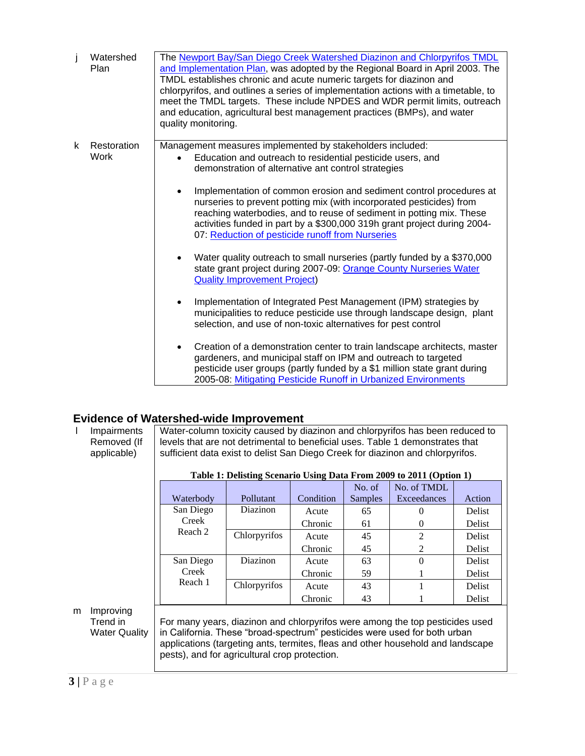| | | |
|---|---|---|
| j | Watershed Plan | The [Newport Bay/San Diego Creek Watershed Diazinon and Chlorpyrifos TMDL and Implementation Plan](), was adopted by the Regional Board in April 2003. The TMDL establishes chronic and acute numeric targets for diazinon and chlorpyrifos, and outlines a series of implementation actions with a timetable, to meet the TMDL targets. These include NPDES and WDR permit limits, outreach and education, agricultural best management practices (BMPs), and water quality monitoring. |
| k | Restoration Work | Management measures implemented by stakeholders included:<br>• Education and outreach to residential pesticide users, and demonstration of alternative ant control strategies<br>• Implementation of common erosion and sediment control procedures at nurseries to prevent potting mix (with incorporated pesticides) from reaching waterbodies, and to reuse of sediment in potting mix. These activities funded in part by a $300,000 319h grant project during 2004-07: [Reduction of pesticide runoff from Nurseries]()<br>• Water quality outreach to small nurseries (partly funded by a $370,000 state grant project during 2007-09: [Orange County Nurseries Water Quality Improvement Project]())<br>• Implementation of Integrated Pest Management (IPM) strategies by municipalities to reduce pesticide use through landscape design, plant selection, and use of non-toxic alternatives for pest control<br>• Creation of a demonstration center to train landscape architects, master gardeners, and municipal staff on IPM and outreach to targeted pesticide user groups (partly funded by a $1 million state grant during 2005-08: [Mitigating Pesticide Runoff in Urbanized Environments]() |

## Evidence of Watershed-wide Improvement

| | | |
|---|---|---|
| l | Impairments Removed (If applicable) | Water-column toxicity caused by diazinon and chlorpyrifos has been reduced to levels that are not detrimental to beneficial uses. Table 1 demonstrates that sufficient data exist to delist San Diego Creek for diazinon and chlorpyrifos. |

**Table 1: Delisting Scenario Using Data From 2009 to 2011 (Option 1)**

| Waterbody | Pollutant | Condition | No. of Samples | No. of TMDL Exceedances | Action |
|---|---|---|---|---|---|
| San Diego Creek Reach 2 | Diazinon | Acute | 65 | 0 | Delist |
| | | Chronic | 61 | 0 | Delist |
| | Chlorpyrifos | Acute | 45 | 2 | Delist |
| | | Chronic | 45 | 2 | Delist |
| San Diego Creek Reach 1 | Diazinon | Acute | 63 | 0 | Delist |
| | | Chronic | 59 | 1 | Delist |
| | Chlorpyrifos | Acute | 43 | 1 | Delist |
| | | Chronic | 43 | 1 | Delist |

| | | |
|---|---|---|
| m | Improving Trend in Water Quality | For many years, diazinon and chlorpyrifos were among the top pesticides used in California. These "broad-spectrum" pesticides were used for both urban applications (targeting ants, termites, fleas and other household and landscape pests), and for agricultural crop protection. |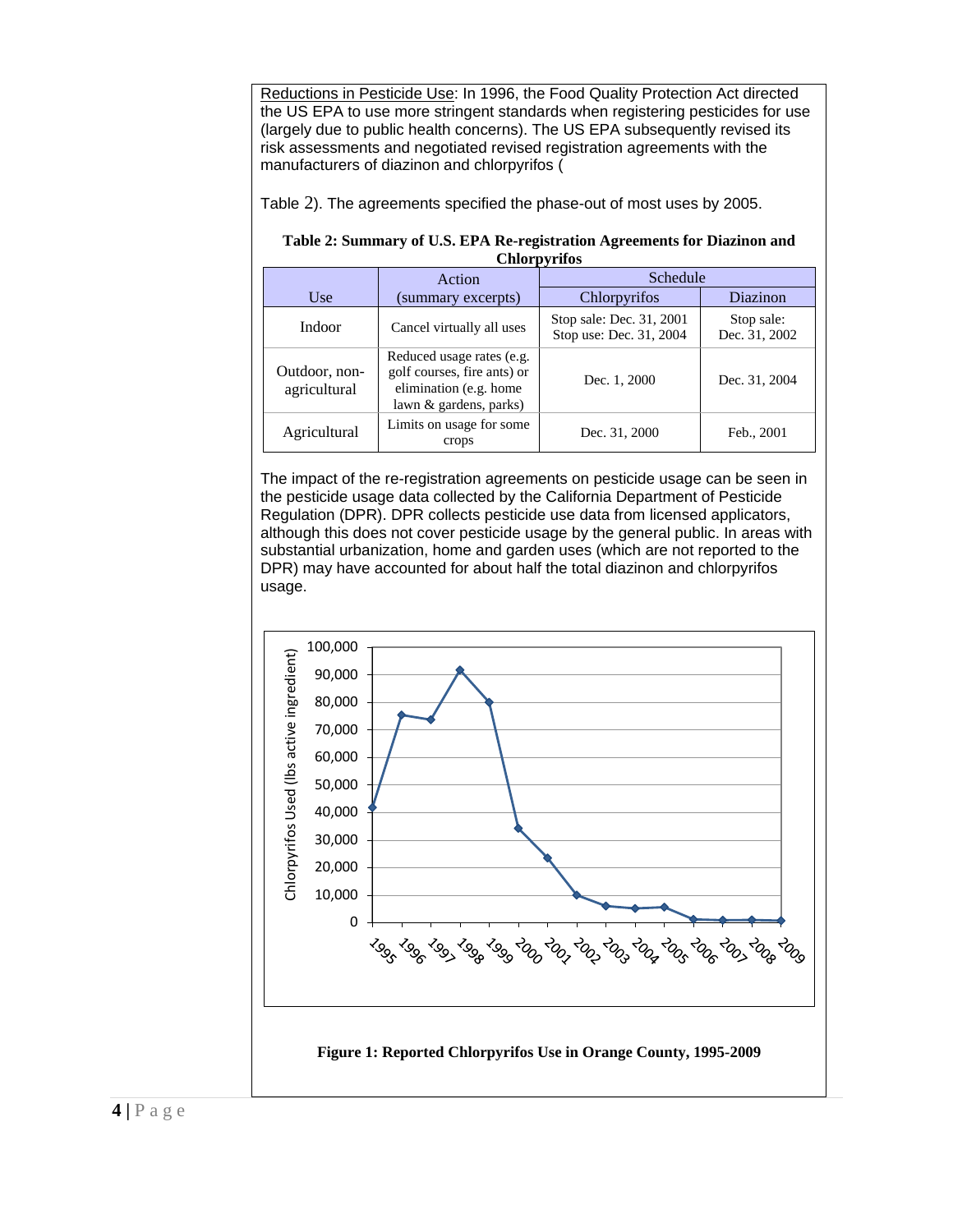Reductions in Pesticide Use: In 1996, the Food Quality Protection Act directed the US EPA to use more stringent standards when registering pesticides for use (largely due to public health concerns). The US EPA subsequently revised its risk assessments and negotiated revised registration agreements with the manufacturers of diazinon and chlorpyrifos (

Table 2). The agreements specified the phase-out of most uses by 2005.

**Table 2: Summary of U.S. EPA Re-registration Agreements for Diazinon and Chlorpyrifos**

| Use | Action (summary excerpts) | Schedule | |
|---|---|---|---|
| | | Chlorpyrifos | Diazinon |
| Indoor | Cancel virtually all uses | Stop sale: Dec. 31, 2001<br>Stop use: Dec. 31, 2004 | Stop sale: Dec. 31, 2002 |
| Outdoor, non-agricultural | Reduced usage rates (e.g. golf courses, fire ants) or elimination (e.g. home lawn & gardens, parks) | Dec. 1, 2000 | Dec. 31, 2004 |
| Agricultural | Limits on usage for some crops | Dec. 31, 2000 | Feb., 2001 |

The impact of the re-registration agreements on pesticide usage can be seen in the pesticide usage data collected by the California Department of Pesticide Regulation (DPR). DPR collects pesticide use data from licensed applicators, although this does not cover pesticide usage by the general public. In areas with substantial urbanization, home and garden uses (which are not reported to the DPR) may have accounted for about half the total diazinon and chlorpyrifos usage.

**Figure 1: Reported Chlorpyrifos Use in Orange County, 1995-2009**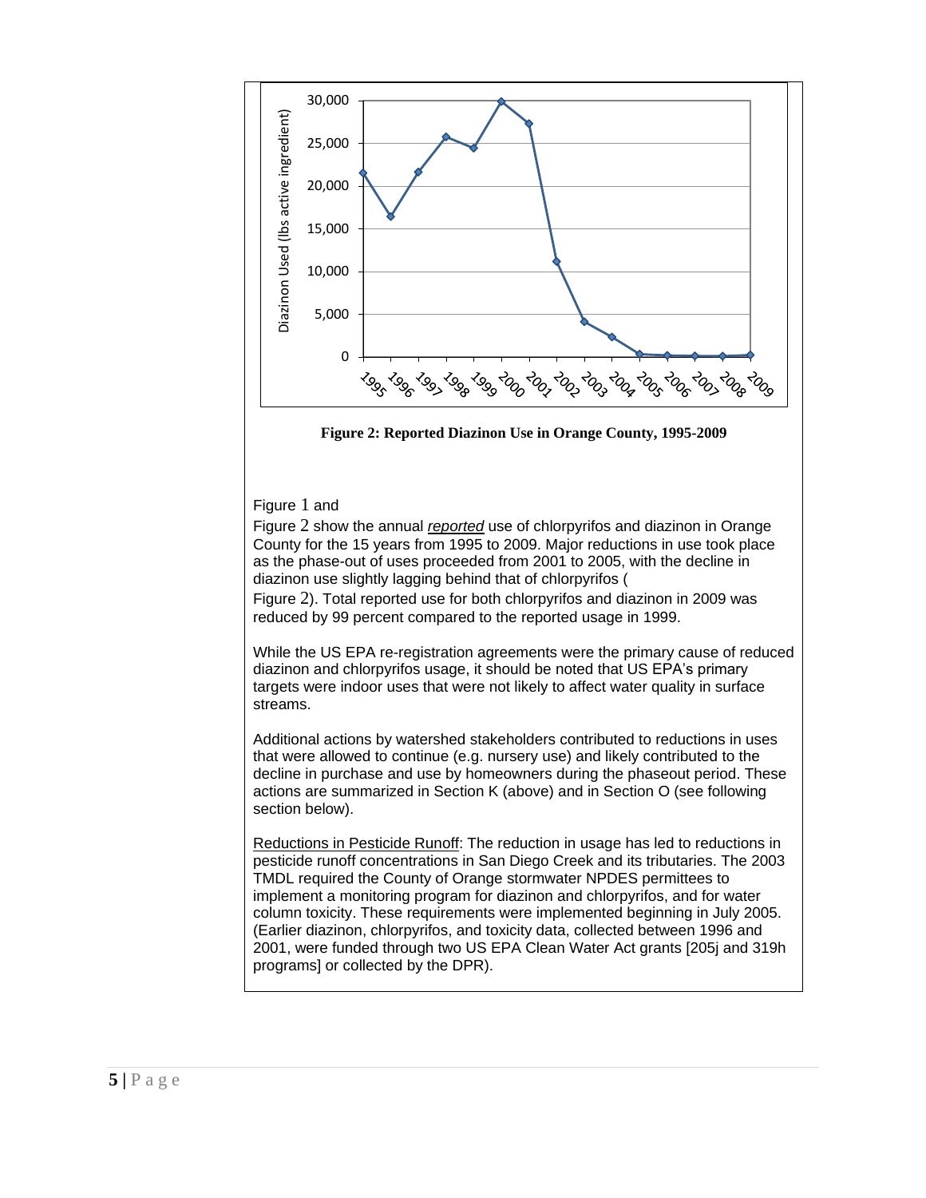**Figure 2: Reported Diazinon Use in Orange County, 1995-2009**

Figure 1 and
Figure 2 show the annual *reported* use of chlorpyrifos and diazinon in Orange County for the 15 years from 1995 to 2009. Major reductions in use took place as the phase-out of uses proceeded from 2001 to 2005, with the decline in diazinon use slightly lagging behind that of chlorpyrifos (
Figure 2). Total reported use for both chlorpyrifos and diazinon in 2009 was reduced by 99 percent compared to the reported usage in 1999.

While the US EPA re-registration agreements were the primary cause of reduced diazinon and chlorpyrifos usage, it should be noted that US EPA's primary targets were indoor uses that were not likely to affect water quality in surface streams.

Additional actions by watershed stakeholders contributed to reductions in uses that were allowed to continue (e.g. nursery use) and likely contributed to the decline in purchase and use by homeowners during the phaseout period. These actions are summarized in Section K (above) and in Section O (see following section below).

Reductions in Pesticide Runoff: The reduction in usage has led to reductions in pesticide runoff concentrations in San Diego Creek and its tributaries. The 2003 TMDL required the County of Orange stormwater NPDES permittees to implement a monitoring program for diazinon and chlorpyrifos, and for water column toxicity. These requirements were implemented beginning in July 2005. (Earlier diazinon, chlorpyrifos, and toxicity data, collected between 1996 and 2001, were funded through two US EPA Clean Water Act grants [205j and 319h programs] or collected by the DPR).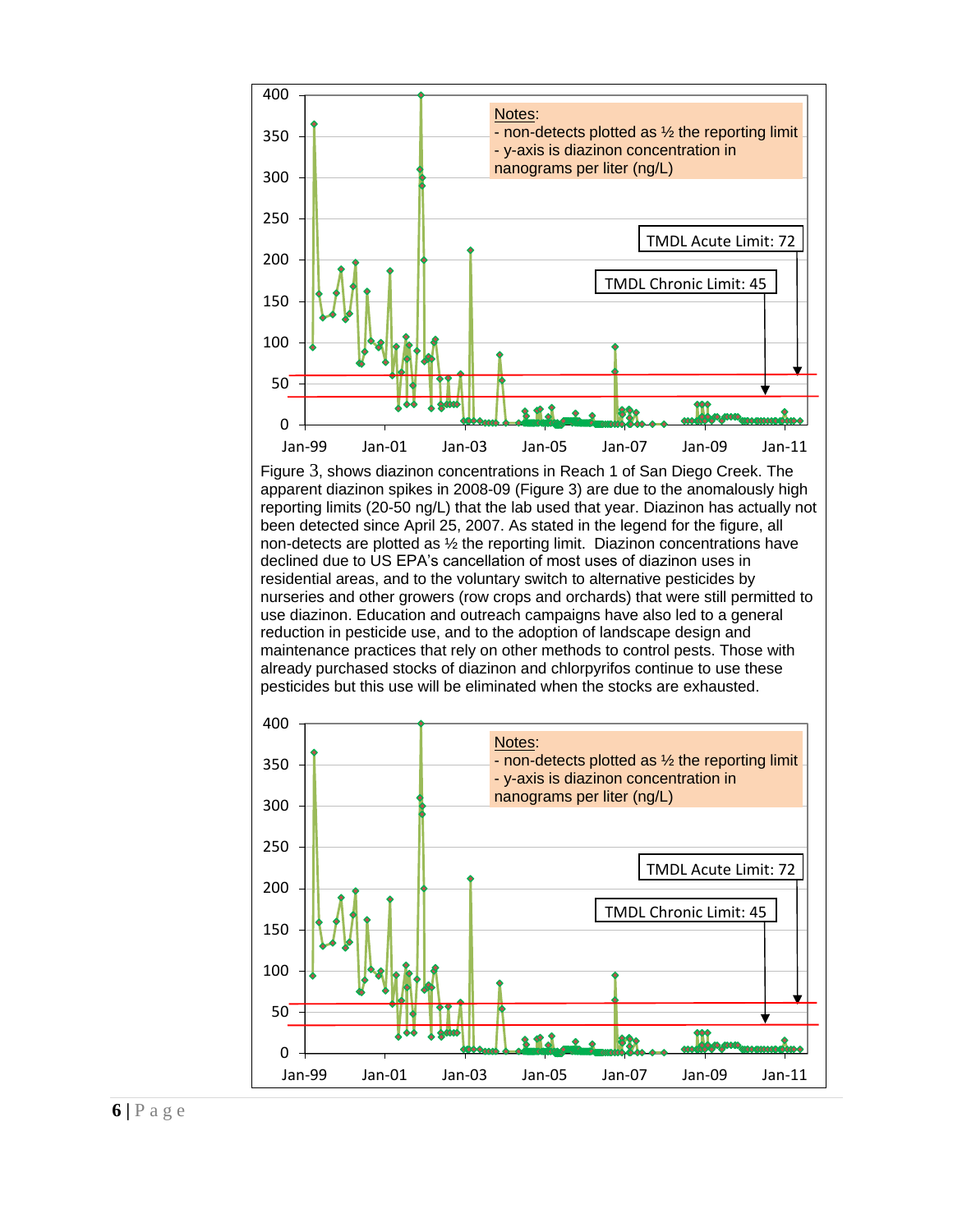Figure 3, shows diazinon concentrations in Reach 1 of San Diego Creek. The apparent diazinon spikes in 2008-09 (Figure 3) are due to the anomalously high reporting limits (20-50 ng/L) that the lab used that year. Diazinon has actually not been detected since April 25, 2007. As stated in the legend for the figure, all non-detects are plotted as ½ the reporting limit. Diazinon concentrations have declined due to US EPA's cancellation of most uses of diazinon uses in residential areas, and to the voluntary switch to alternative pesticides by nurseries and other growers (row crops and orchards) that were still permitted to use diazinon. Education and outreach campaigns have also led to a general reduction in pesticide use, and to the adoption of landscape design and maintenance practices that rely on other methods to control pests. Those with already purchased stocks of diazinon and chlorpyrifos continue to use these pesticides but this use will be eliminated when the stocks are exhausted.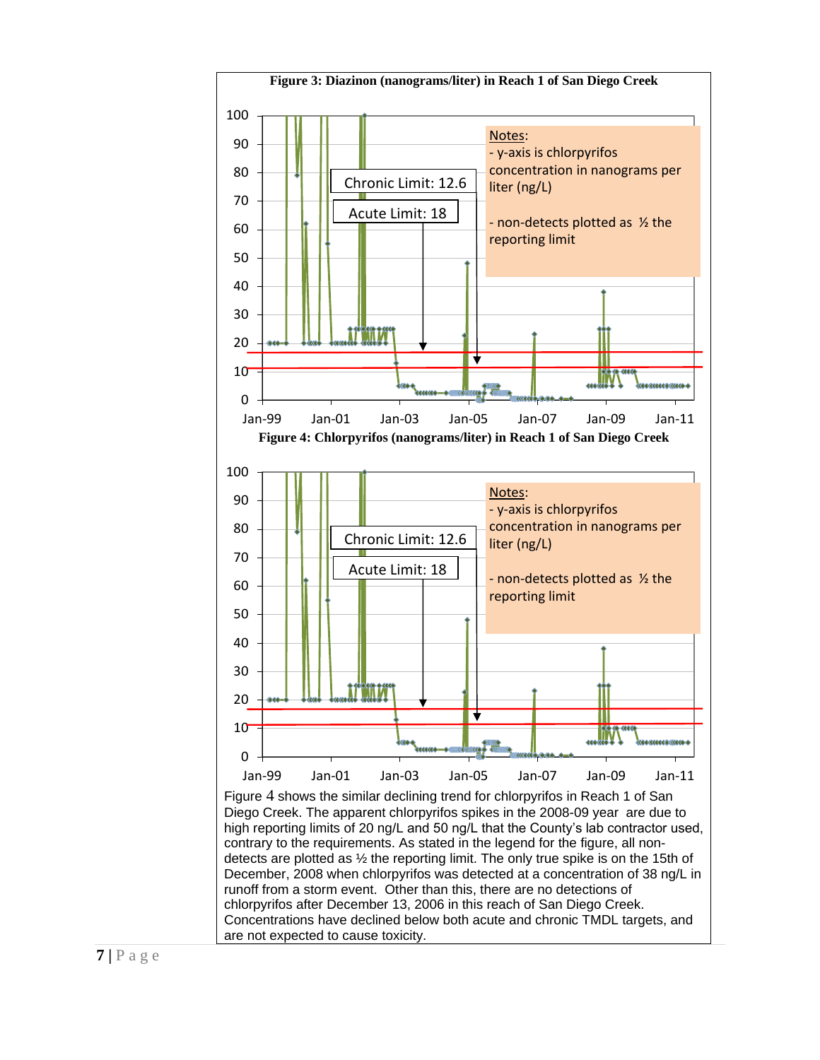**Figure 3: Diazinon (nanograms/liter) in Reach 1 of San Diego Creek**

**Figure 4: Chlorpyrifos (nanograms/liter) in Reach 1 of San Diego Creek**

Figure 4 shows the similar declining trend for chlorpyrifos in Reach 1 of San Diego Creek. The apparent chlorpyrifos spikes in the 2008-09 year are due to high reporting limits of 20 ng/L and 50 ng/L that the County's lab contractor used, contrary to the requirements. As stated in the legend for the figure, all non-detects are plotted as ½ the reporting limit. The only true spike is on the 15th of December, 2008 when chlorpyrifos was detected at a concentration of 38 ng/L in runoff from a storm event. Other than this, there are no detections of chlorpyrifos after December 13, 2006 in this reach of San Diego Creek. Concentrations have declined below both acute and chronic TMDL targets, and are not expected to cause toxicity.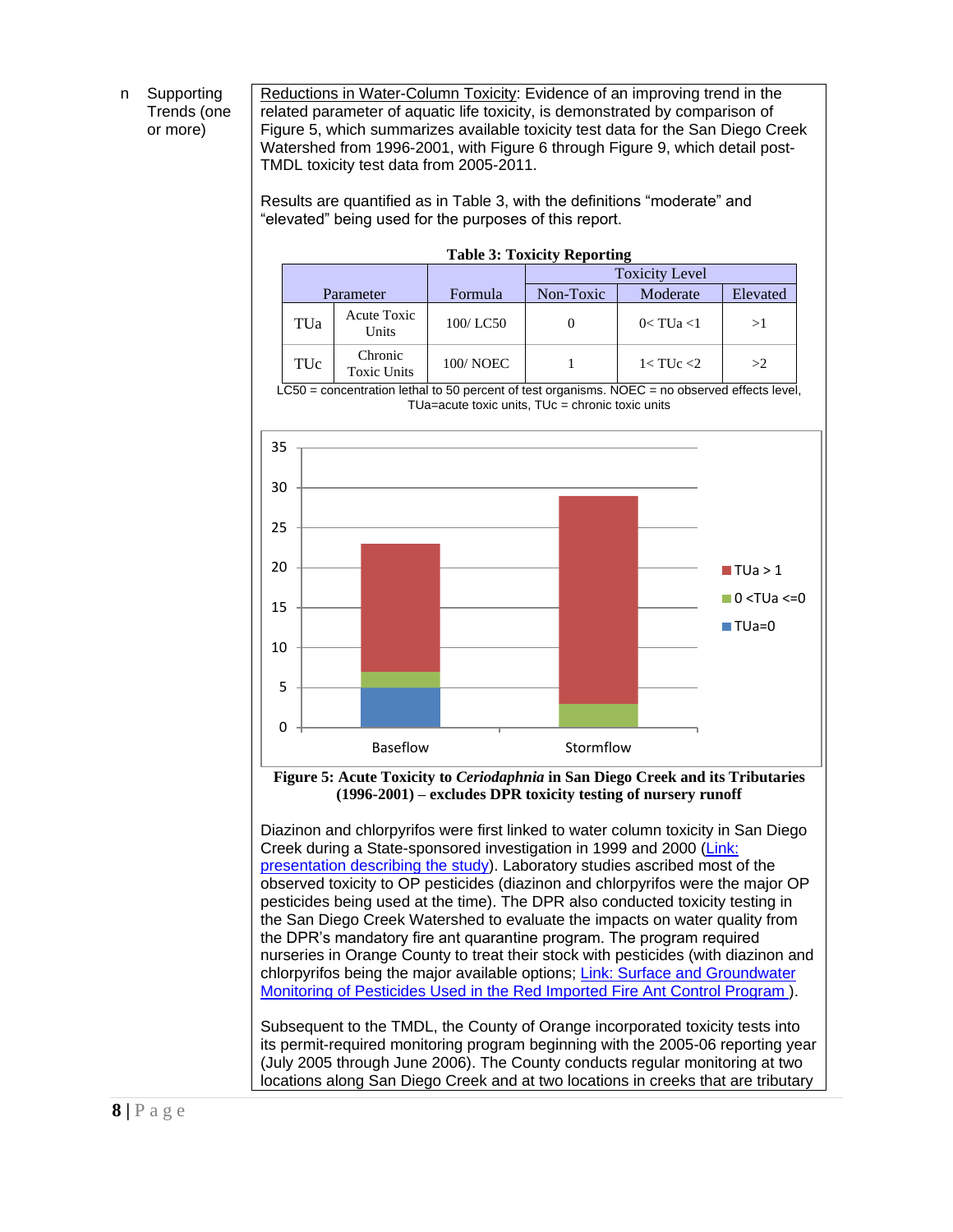n Supporting Trends (one or more)

Reductions in Water-Column Toxicity: Evidence of an improving trend in the related parameter of aquatic life toxicity, is demonstrated by comparison of Figure 5, which summarizes available toxicity test data for the San Diego Creek Watershed from 1996-2001, with Figure 6 through Figure 9, which detail post-TMDL toxicity test data from 2005-2011.

Results are quantified as in Table 3, with the definitions "moderate" and "elevated" being used for the purposes of this report.

**Table 3: Toxicity Reporting**

| Parameter | | Formula | Toxicity Level | | |
|---|---|---|---|---|---|
| | | | Non-Toxic | Moderate | Elevated |
| TUa | Acute Toxic Units | 100/ LC50 | 0 | 0< TUa <1 | >1 |
| TUc | Chronic Toxic Units | 100/ NOEC | 1 | 1< TUc <2 | >2 |

LC50 = concentration lethal to 50 percent of test organisms. NOEC = no observed effects level, TUa=acute toxic units, TUc = chronic toxic units

**Figure 5: Acute Toxicity to *Ceriodaphnia* in San Diego Creek and its Tributaries (1996-2001) – excludes DPR toxicity testing of nursery runoff**

Diazinon and chlorpyrifos were first linked to water column toxicity in San Diego Creek during a State-sponsored investigation in 1999 and 2000 (Link: presentation describing the study). Laboratory studies ascribed most of the observed toxicity to OP pesticides (diazinon and chlorpyrifos were the major OP pesticides being used at the time). The DPR also conducted toxicity testing in the San Diego Creek Watershed to evaluate the impacts on water quality from the DPR's mandatory fire ant quarantine program. The program required nurseries in Orange County to treat their stock with pesticides (with diazinon and chlorpyrifos being the major available options; Link: Surface and Groundwater Monitoring of Pesticides Used in the Red Imported Fire Ant Control Program ).

Subsequent to the TMDL, the County of Orange incorporated toxicity tests into its permit-required monitoring program beginning with the 2005-06 reporting year (July 2005 through June 2006). The County conducts regular monitoring at two locations along San Diego Creek and at two locations in creeks that are tributary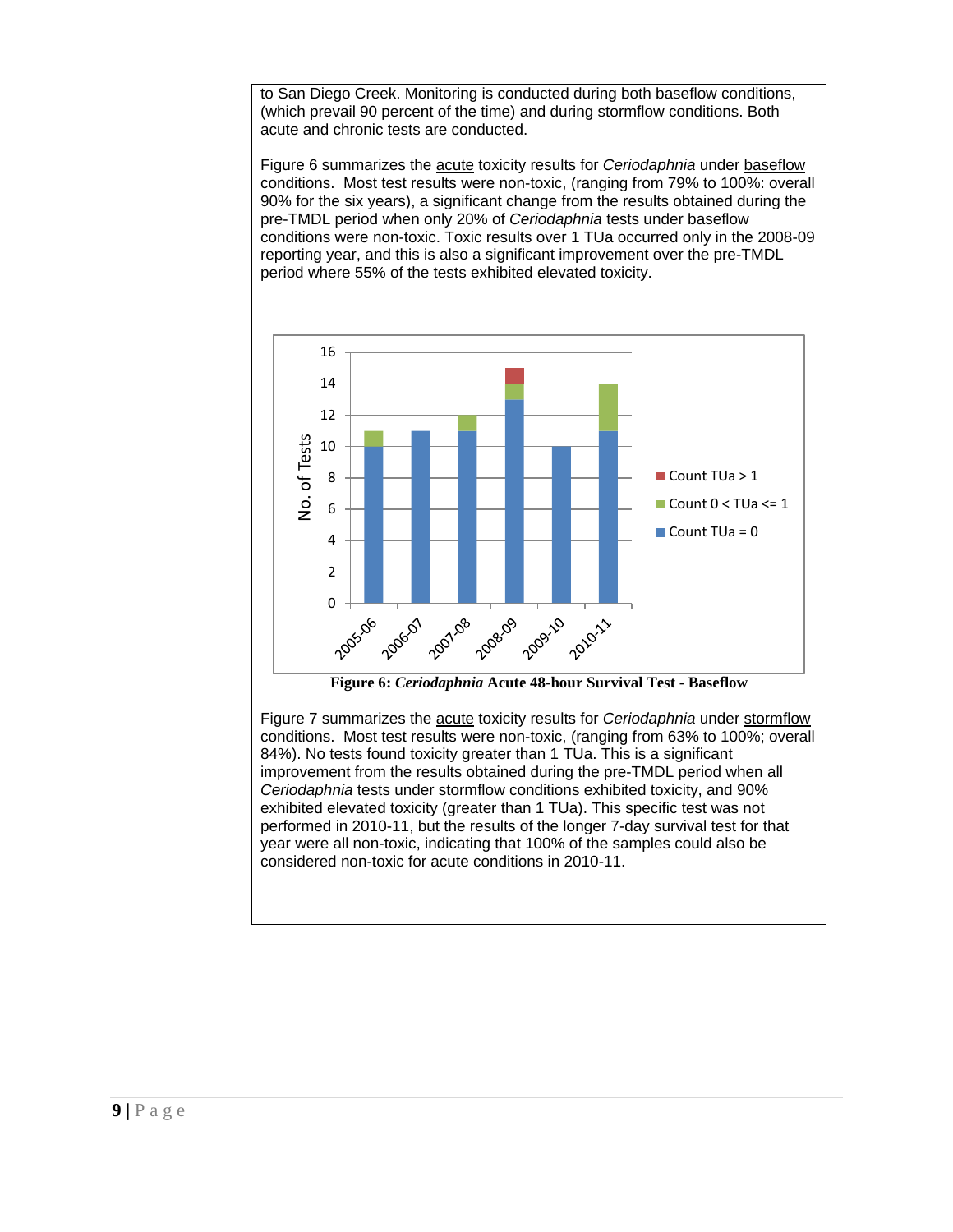to San Diego Creek. Monitoring is conducted during both baseflow conditions, (which prevail 90 percent of the time) and during stormflow conditions. Both acute and chronic tests are conducted.

Figure 6 summarizes the acute toxicity results for *Ceriodaphnia* under baseflow conditions. Most test results were non-toxic, (ranging from 79% to 100%: overall 90% for the six years), a significant change from the results obtained during the pre-TMDL period when only 20% of *Ceriodaphnia* tests under baseflow conditions were non-toxic. Toxic results over 1 TUa occurred only in the 2008-09 reporting year, and this is also a significant improvement over the pre-TMDL period where 55% of the tests exhibited elevated toxicity.

**Figure 6: *Ceriodaphnia* Acute 48-hour Survival Test - Baseflow**

Figure 7 summarizes the acute toxicity results for *Ceriodaphnia* under stormflow conditions. Most test results were non-toxic, (ranging from 63% to 100%; overall 84%). No tests found toxicity greater than 1 TUa. This is a significant improvement from the results obtained during the pre-TMDL period when all *Ceriodaphnia* tests under stormflow conditions exhibited toxicity, and 90% exhibited elevated toxicity (greater than 1 TUa). This specific test was not performed in 2010-11, but the results of the longer 7-day survival test for that year were all non-toxic, indicating that 100% of the samples could also be considered non-toxic for acute conditions in 2010-11.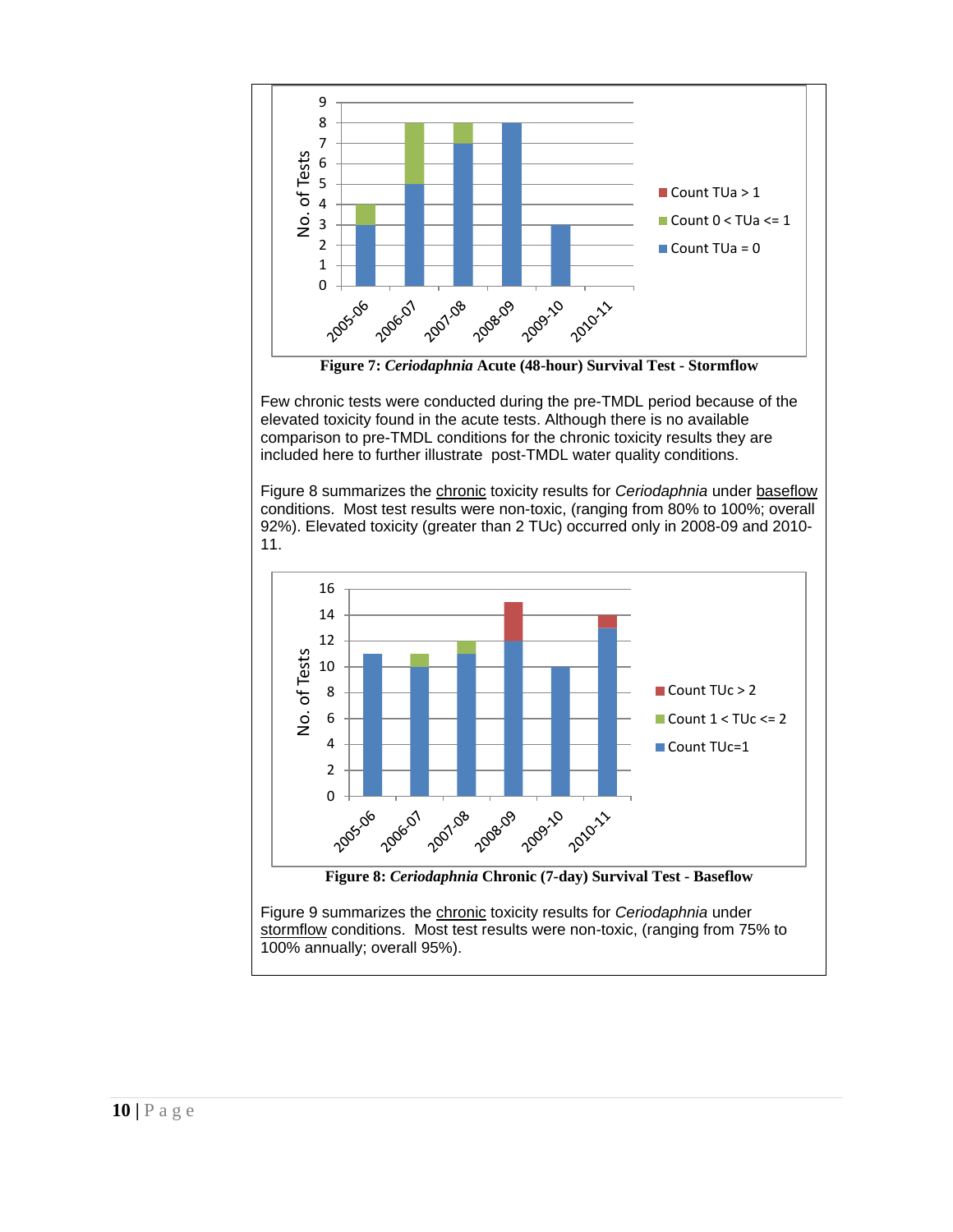**Figure 7: *Ceriodaphnia* Acute (48-hour) Survival Test - Stormflow**

Few chronic tests were conducted during the pre-TMDL period because of the elevated toxicity found in the acute tests. Although there is no available comparison to pre-TMDL conditions for the chronic toxicity results they are included here to further illustrate post-TMDL water quality conditions.

Figure 8 summarizes the chronic toxicity results for *Ceriodaphnia* under baseflow conditions. Most test results were non-toxic, (ranging from 80% to 100%; overall 92%). Elevated toxicity (greater than 2 TUc) occurred only in 2008-09 and 2010-11.

**Figure 8: *Ceriodaphnia* Chronic (7-day) Survival Test - Baseflow**

Figure 9 summarizes the chronic toxicity results for *Ceriodaphnia* under stormflow conditions. Most test results were non-toxic, (ranging from 75% to 100% annually; overall 95%).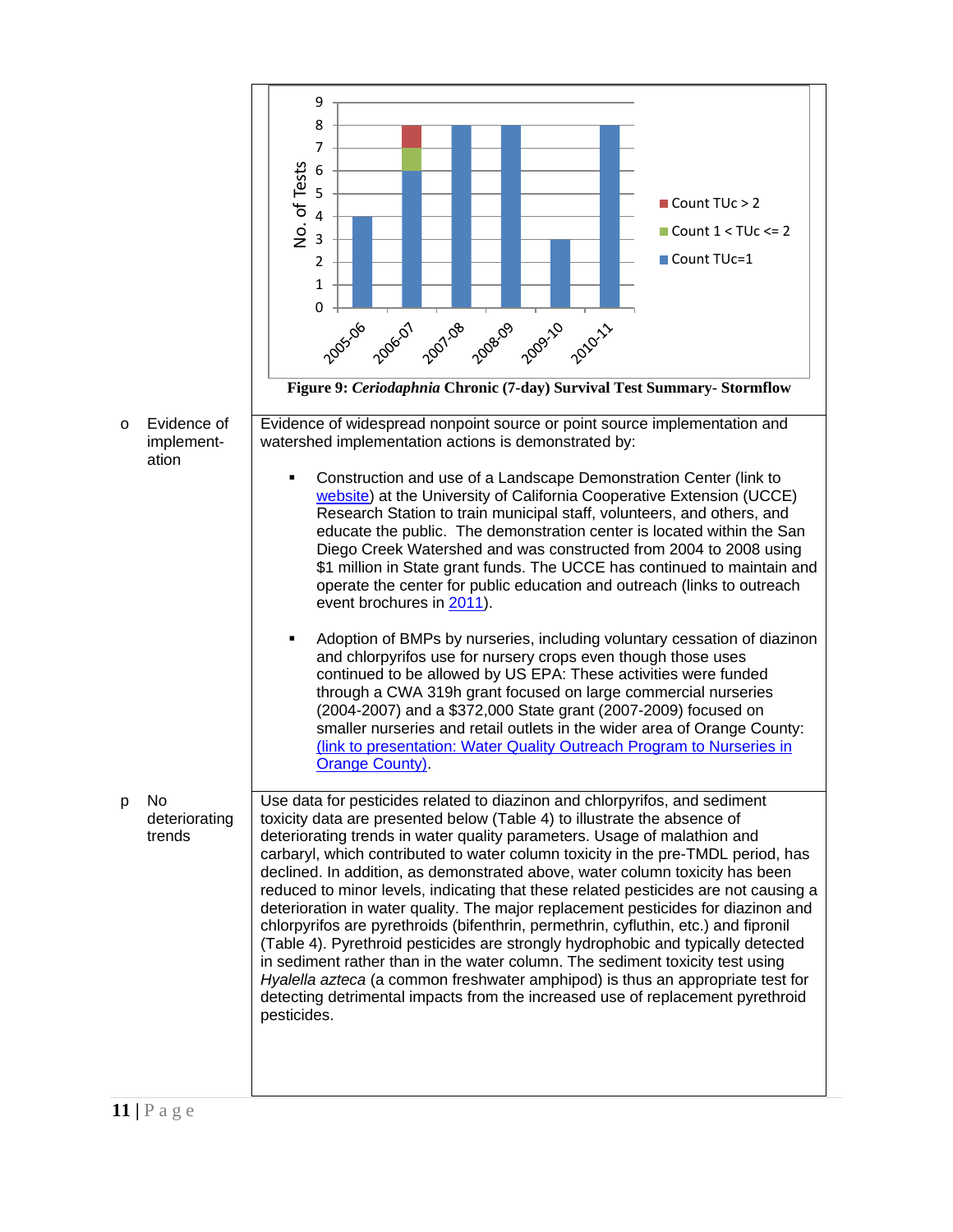Figure 9: *Ceriodaphnia* Chronic (7-day) Survival Test Summary- Stormflow

| | |
|---|---|
| o Evidence of implement-ation | Evidence of widespread nonpoint source or point source implementation and watershed implementation actions is demonstrated by: <br><br> ▪ Construction and use of a Landscape Demonstration Center (link to website) at the University of California Cooperative Extension (UCCE) Research Station to train municipal staff, volunteers, and others, and educate the public. The demonstration center is located within the San Diego Creek Watershed and was constructed from 2004 to 2008 using \$1 million in State grant funds. The UCCE has continued to maintain and operate the center for public education and outreach (links to outreach event brochures in 2011). <br><br> ▪ Adoption of BMPs by nurseries, including voluntary cessation of diazinon and chlorpyrifos use for nursery crops even though those uses continued to be allowed by US EPA: These activities were funded through a CWA 319h grant focused on large commercial nurseries (2004-2007) and a \$372,000 State grant (2007-2009) focused on smaller nurseries and retail outlets in the wider area of Orange County: (link to presentation: Water Quality Outreach Program to Nurseries in Orange County). |
| p No deteriorating trends | Use data for pesticides related to diazinon and chlorpyrifos, and sediment toxicity data are presented below (Table 4) to illustrate the absence of deteriorating trends in water quality parameters. Usage of malathion and carbaryl, which contributed to water column toxicity in the pre-TMDL period, has declined. In addition, as demonstrated above, water column toxicity has been reduced to minor levels, indicating that these related pesticides are not causing a deterioration in water quality. The major replacement pesticides for diazinon and chlorpyrifos are pyrethroids (bifenthrin, permethrin, cyfluthin, etc.) and fipronil (Table 4). Pyrethroid pesticides are strongly hydrophobic and typically detected in sediment rather than in the water column. The sediment toxicity test using *Hyalella azteca* (a common freshwater amphipod) is thus an appropriate test for detecting detrimental impacts from the increased use of replacement pyrethroid pesticides. |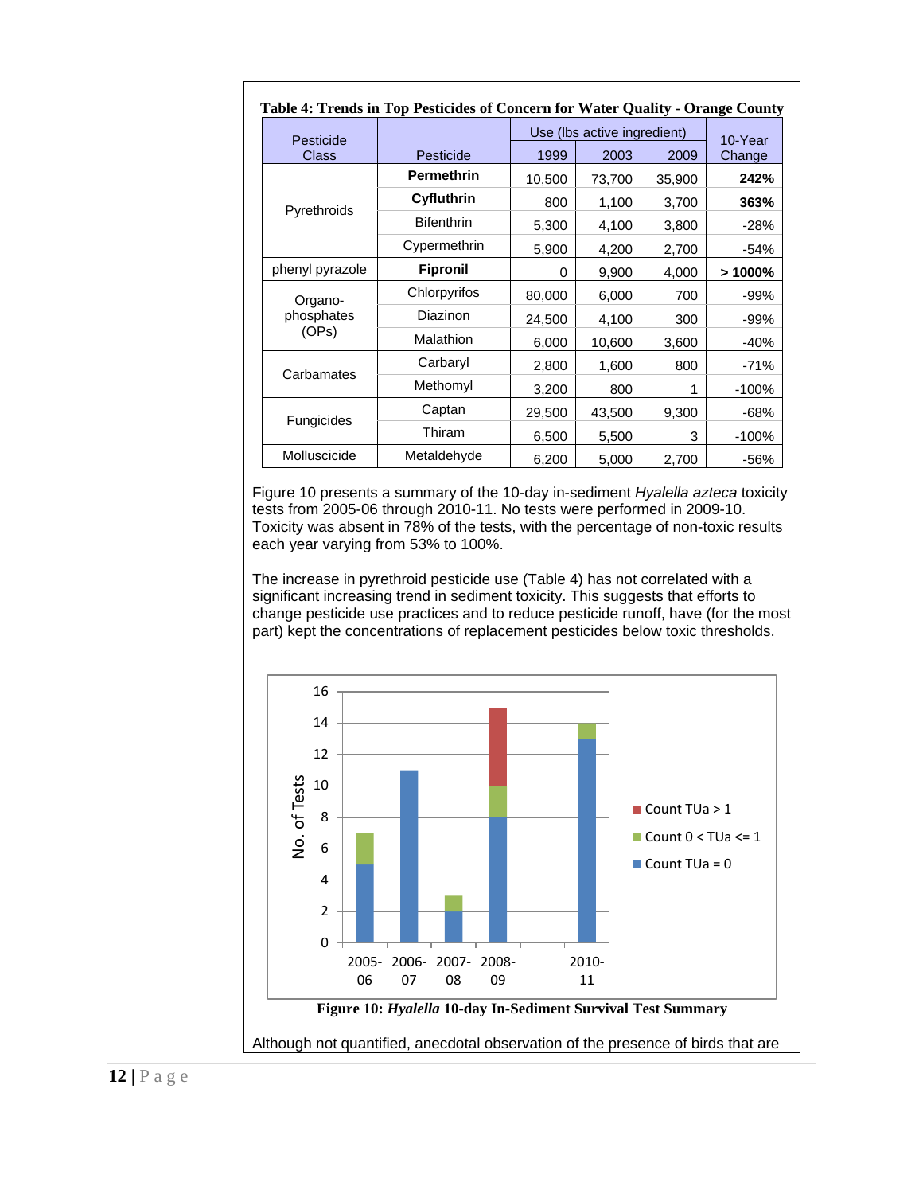**Table 4: Trends in Top Pesticides of Concern for Water Quality - Orange County**

| Pesticide Class | Pesticide | Use (lbs active ingredient) | | | 10-Year Change |
|---|---|---|---|---|---|
| | | 1999 | 2003 | 2009 | |
| Pyrethroids | **Permethrin** | 10,500 | 73,700 | 35,900 | **242%** |
| | **Cyfluthrin** | 800 | 1,100 | 3,700 | **363%** |
| | Bifenthrin | 5,300 | 4,100 | 3,800 | -28% |
| | Cypermethrin | 5,900 | 4,200 | 2,700 | -54% |
| phenyl pyrazole | **Fipronil** | 0 | 9,900 | 4,000 | **> 1000%** |
| Organo-phosphates (OPs) | Chlorpyrifos | 80,000 | 6,000 | 700 | -99% |
| | Diazinon | 24,500 | 4,100 | 300 | -99% |
| | Malathion | 6,000 | 10,600 | 3,600 | -40% |
| Carbamates | Carbaryl | 2,800 | 1,600 | 800 | -71% |
| | Methomyl | 3,200 | 800 | 1 | -100% |
| Fungicides | Captan | 29,500 | 43,500 | 9,300 | -68% |
| | Thiram | 6,500 | 5,500 | 3 | -100% |
| Molluscicide | Metaldehyde | 6,200 | 5,000 | 2,700 | -56% |

Figure 10 presents a summary of the 10-day in-sediment *Hyalella azteca* toxicity tests from 2005-06 through 2010-11. No tests were performed in 2009-10. Toxicity was absent in 78% of the tests, with the percentage of non-toxic results each year varying from 53% to 100%.

The increase in pyrethroid pesticide use (Table 4) has not correlated with a significant increasing trend in sediment toxicity. This suggests that efforts to change pesticide use practices and to reduce pesticide runoff, have (for the most part) kept the concentrations of replacement pesticides below toxic thresholds.

**Figure 10: *Hyalella* 10-day In-Sediment Survival Test Summary**

Although not quantified, anecdotal observation of the presence of birds that are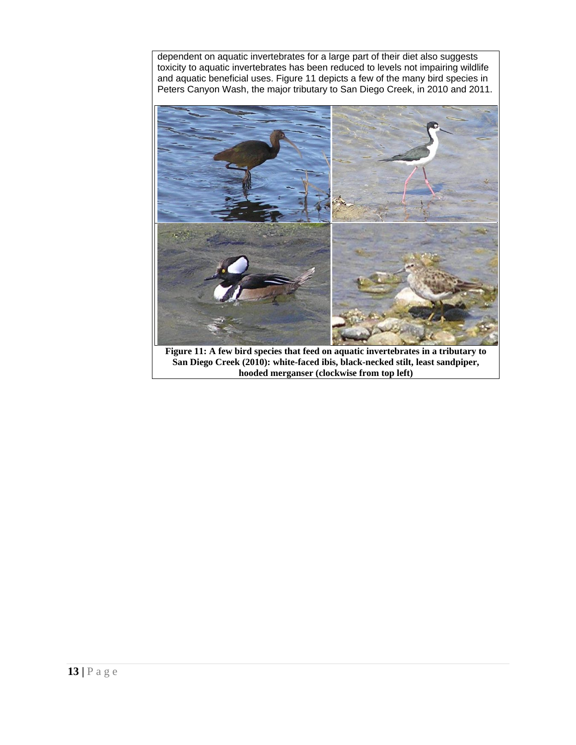dependent on aquatic invertebrates for a large part of their diet also suggests toxicity to aquatic invertebrates has been reduced to levels not impairing wildlife and aquatic beneficial uses. Figure 11 depicts a few of the many bird species in Peters Canyon Wash, the major tributary to San Diego Creek, in 2010 and 2011.

**Figure 11: A few bird species that feed on aquatic invertebrates in a tributary to San Diego Creek (2010): white-faced ibis, black-necked stilt, least sandpiper, hooded merganser (clockwise from top left)**